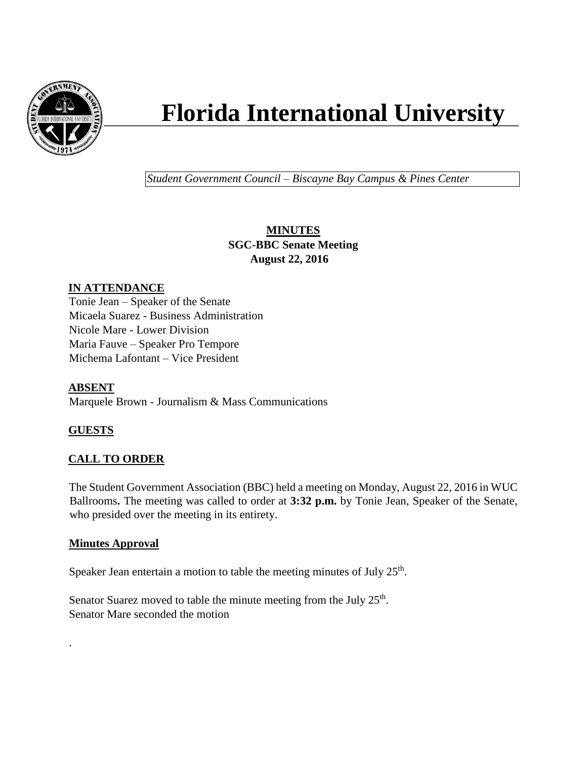# Florida International University

*Student Government Council – Biscayne Bay Campus & Pines Center*

**MINUTES**
**SGC-BBC Senate Meeting**
**August 22, 2016**

## IN ATTENDANCE

Tonie Jean – Speaker of the Senate
Micaela Suarez - Business Administration
Nicole Mare - Lower Division
Maria Fauve – Speaker Pro Tempore
Michema Lafontant – Vice President

## ABSENT

Marquele Brown - Journalism & Mass Communications

## GUESTS

## CALL TO ORDER

The Student Government Association (BBC) held a meeting on Monday, August 22, 2016 in WUC Ballrooms**.** The meeting was called to order at **3:32 p.m.** by Tonie Jean, Speaker of the Senate, who presided over the meeting in its entirety.

### Minutes Approval

Speaker Jean entertain a motion to table the meeting minutes of July 25th.

Senator Suarez moved to table the minute meeting from the July 25th.
Senator Mare seconded the motion

.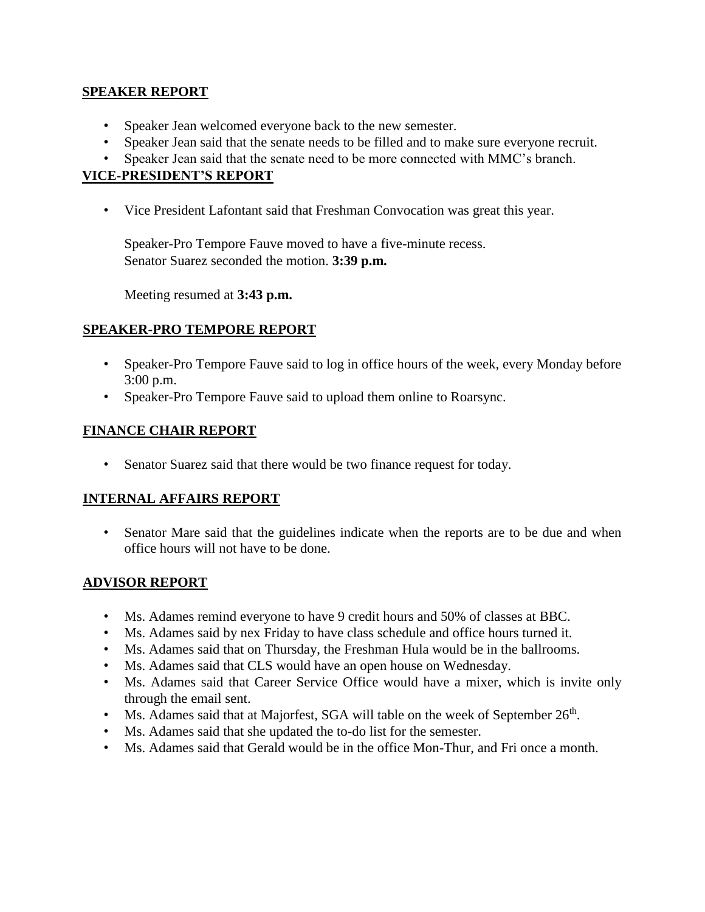**SPEAKER REPORT**

- Speaker Jean welcomed everyone back to the new semester.
- Speaker Jean said that the senate needs to be filled and to make sure everyone recruit.
- Speaker Jean said that the senate need to be more connected with MMC's branch.

**VICE-PRESIDENT'S REPORT**

- Vice President Lafontant said that Freshman Convocation was great this year.

  Speaker-Pro Tempore Fauve moved to have a five-minute recess.
  Senator Suarez seconded the motion. **3:39 p.m.**

  Meeting resumed at **3:43 p.m.**

**SPEAKER-PRO TEMPORE REPORT**

- Speaker-Pro Tempore Fauve said to log in office hours of the week, every Monday before 3:00 p.m.
- Speaker-Pro Tempore Fauve said to upload them online to Roarsync.

**FINANCE CHAIR REPORT**

- Senator Suarez said that there would be two finance request for today.

**INTERNAL AFFAIRS REPORT**

- Senator Mare said that the guidelines indicate when the reports are to be due and when office hours will not have to be done.

**ADVISOR REPORT**

- Ms. Adames remind everyone to have 9 credit hours and 50% of classes at BBC.
- Ms. Adames said by nex Friday to have class schedule and office hours turned it.
- Ms. Adames said that on Thursday, the Freshman Hula would be in the ballrooms.
- Ms. Adames said that CLS would have an open house on Wednesday.
- Ms. Adames said that Career Service Office would have a mixer, which is invite only through the email sent.
- Ms. Adames said that at Majorfest, SGA will table on the week of September 26th.
- Ms. Adames said that she updated the to-do list for the semester.
- Ms. Adames said that Gerald would be in the office Mon-Thur, and Fri once a month.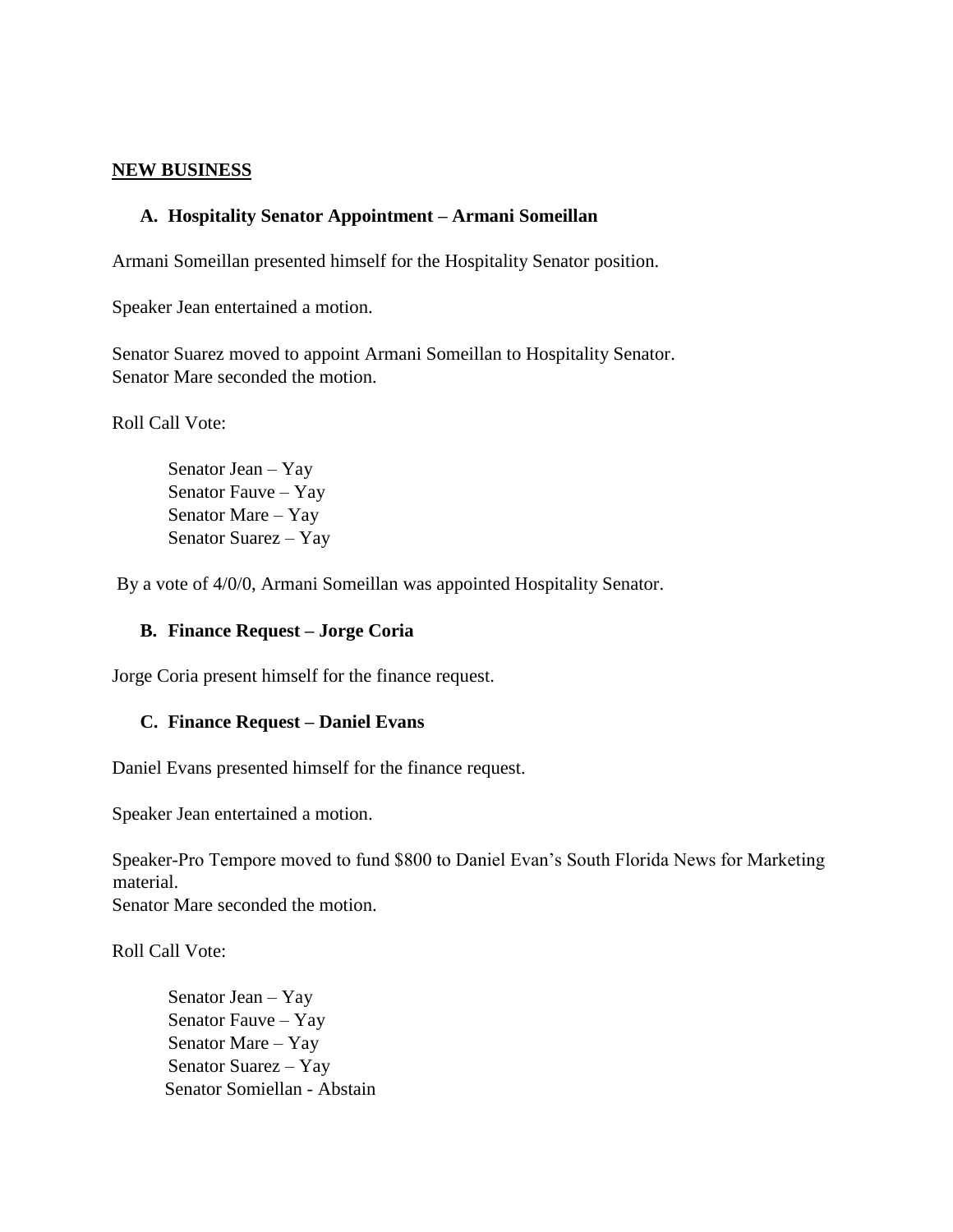## NEW BUSINESS

### A. Hospitality Senator Appointment – Armani Someillan

Armani Someillan presented himself for the Hospitality Senator position.

Speaker Jean entertained a motion.

Senator Suarez moved to appoint Armani Someillan to Hospitality Senator.
Senator Mare seconded the motion.

Roll Call Vote:

> Senator Jean – Yay
> Senator Fauve – Yay
> Senator Mare – Yay
> Senator Suarez – Yay

By a vote of 4/0/0, Armani Someillan was appointed Hospitality Senator.

### B. Finance Request – Jorge Coria

Jorge Coria present himself for the finance request.

### C. Finance Request – Daniel Evans

Daniel Evans presented himself for the finance request.

Speaker Jean entertained a motion.

Speaker-Pro Tempore moved to fund $800 to Daniel Evan's South Florida News for Marketing material.
Senator Mare seconded the motion.

Roll Call Vote:

> Senator Jean – Yay
> Senator Fauve – Yay
> Senator Mare – Yay
> Senator Suarez – Yay
> Senator Somiellan - Abstain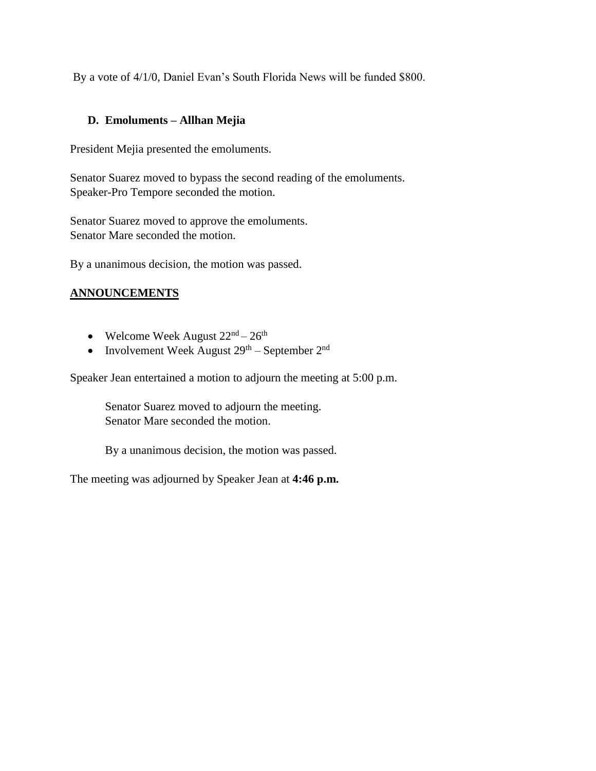By a vote of 4/1/0, Daniel Evan's South Florida News will be funded $800.

### D. Emoluments – Allhan Mejia

President Mejia presented the emoluments.

Senator Suarez moved to bypass the second reading of the emoluments.
Speaker-Pro Tempore seconded the motion.

Senator Suarez moved to approve the emoluments.
Senator Mare seconded the motion.

By a unanimous decision, the motion was passed.

## ANNOUNCEMENTS

- Welcome Week August 22nd – 26th
- Involvement Week August 29th – September 2nd

Speaker Jean entertained a motion to adjourn the meeting at 5:00 p.m.

Senator Suarez moved to adjourn the meeting.
Senator Mare seconded the motion.

By a unanimous decision, the motion was passed.

The meeting was adjourned by Speaker Jean at **4:46 p.m.**